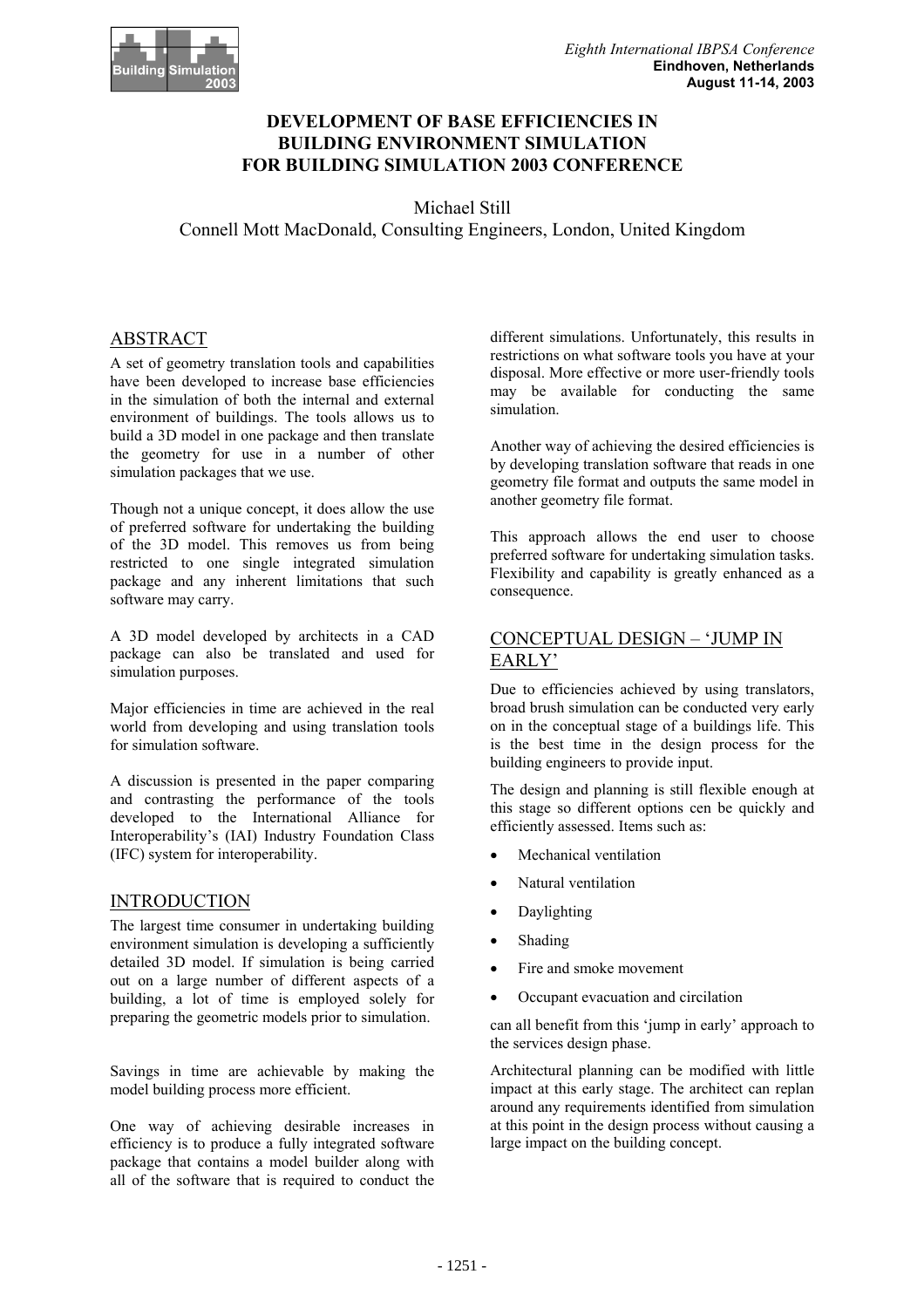# DEVELOPMENT OF BASE EFFICIENCIES IN BUILDING ENVIRONMENT SIMULATION FOR BUILDING SIMULATION 2003 CONFERENCE

Michael Still
Connell Mott MacDonald, Consulting Engineers, London, United Kingdom

## ABSTRACT

A set of geometry translation tools and capabilities have been developed to increase base efficiencies in the simulation of both the internal and external environment of buildings. The tools allows us to build a 3D model in one package and then translate the geometry for use in a number of other simulation packages that we use.

Though not a unique concept, it does allow the use of preferred software for undertaking the building of the 3D model. This removes us from being restricted to one single integrated simulation package and any inherent limitations that such software may carry.

A 3D model developed by architects in a CAD package can also be translated and used for simulation purposes.

Major efficiencies in time are achieved in the real world from developing and using translation tools for simulation software.

A discussion is presented in the paper comparing and contrasting the performance of the tools developed to the International Alliance for Interoperability's (IAI) Industry Foundation Class (IFC) system for interoperability.

## INTRODUCTION

The largest time consumer in undertaking building environment simulation is developing a sufficiently detailed 3D model. If simulation is being carried out on a large number of different aspects of a building, a lot of time is employed solely for preparing the geometric models prior to simulation.

Savings in time are achievable by making the model building process more efficient.

One way of achieving desirable increases in efficiency is to produce a fully integrated software package that contains a model builder along with all of the software that is required to conduct the different simulations. Unfortunately, this results in restrictions on what software tools you have at your disposal. More effective or more user-friendly tools may be available for conducting the same simulation.

Another way of achieving the desired efficiencies is by developing translation software that reads in one geometry file format and outputs the same model in another geometry file format.

This approach allows the end user to choose preferred software for undertaking simulation tasks. Flexibility and capability is greatly enhanced as a consequence.

## CONCEPTUAL DESIGN – 'JUMP IN EARLY'

Due to efficiencies achieved by using translators, broad brush simulation can be conducted very early on in the conceptual stage of a buildings life. This is the best time in the design process for the building engineers to provide input.

The design and planning is still flexible enough at this stage so different options cen be quickly and efficiently assessed. Items such as:

- Mechanical ventilation
- Natural ventilation
- Daylighting
- Shading
- Fire and smoke movement
- Occupant evacuation and circilation

can all benefit from this 'jump in early' approach to the services design phase.

Architectural planning can be modified with little impact at this early stage. The architect can replan around any requirements identified from simulation at this point in the design process without causing a large impact on the building concept.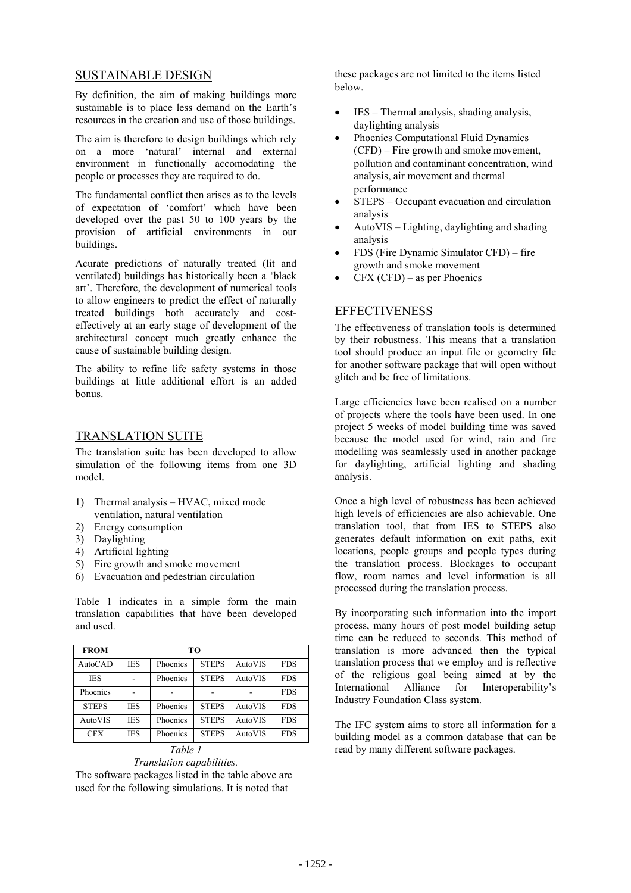## SUSTAINABLE DESIGN

By definition, the aim of making buildings more sustainable is to place less demand on the Earth's resources in the creation and use of those buildings.

The aim is therefore to design buildings which rely on a more 'natural' internal and external environment in functionally accomodating the people or processes they are required to do.

The fundamental conflict then arises as to the levels of expectation of 'comfort' which have been developed over the past 50 to 100 years by the provision of artificial environments in our buildings.

Acurate predictions of naturally treated (lit and ventilated) buildings has historically been a 'black art'. Therefore, the development of numerical tools to allow engineers to predict the effect of naturally treated buildings both accurately and cost-effectively at an early stage of development of the architectural concept much greatly enhance the cause of sustainable building design.

The ability to refine life safety systems in those buildings at little additional effort is an added bonus.

## TRANSLATION SUITE

The translation suite has been developed to allow simulation of the following items from one 3D model.

1) Thermal analysis – HVAC, mixed mode ventilation, natural ventilation
2) Energy consumption
3) Daylighting
4) Artificial lighting
5) Fire growth and smoke movement
6) Evacuation and pedestrian circulation

Table 1 indicates in a simple form the main translation capabilities that have been developed and used.

| FROM | TO | | | | |
|---|---|---|---|---|---|
| AutoCAD | IES | Phoenics | STEPS | AutoVIS | FDS |
| IES | - | Phoenics | STEPS | AutoVIS | FDS |
| Phoenics | - | - | - | - | FDS |
| STEPS | IES | Phoenics | STEPS | AutoVIS | FDS |
| AutoVIS | IES | Phoenics | STEPS | AutoVIS | FDS |
| CFX | IES | Phoenics | STEPS | AutoVIS | FDS |

*Table 1*
*Translation capabilities.*

The software packages listed in the table above are used for the following simulations. It is noted that these packages are not limited to the items listed below.

- IES – Thermal analysis, shading analysis, daylighting analysis
- Phoenics Computational Fluid Dynamics (CFD) – Fire growth and smoke movement, pollution and contaminant concentration, wind analysis, air movement and thermal performance
- STEPS – Occupant evacuation and circulation analysis
- AutoVIS – Lighting, daylighting and shading analysis
- FDS (Fire Dynamic Simulator CFD) – fire growth and smoke movement
- CFX (CFD) – as per Phoenics

## EFFECTIVENESS

The effectiveness of translation tools is determined by their robustness. This means that a translation tool should produce an input file or geometry file for another software package that will open without glitch and be free of limitations.

Large efficiencies have been realised on a number of projects where the tools have been used. In one project 5 weeks of model building time was saved because the model used for wind, rain and fire modelling was seamlessly used in another package for daylighting, artificial lighting and shading analysis.

Once a high level of robustness has been achieved high levels of efficiencies are also achievable. One translation tool, that from IES to STEPS also generates default information on exit paths, exit locations, people groups and people types during the translation process. Blockages to occupant flow, room names and level information is all processed during the translation process.

By incorporating such information into the import process, many hours of post model building setup time can be reduced to seconds. This method of translation is more advanced then the typical translation process that we employ and is reflective of the religious goal being aimed at by the International Alliance for Interoperability's Industry Foundation Class system.

The IFC system aims to store all information for a building model as a common database that can be read by many different software packages.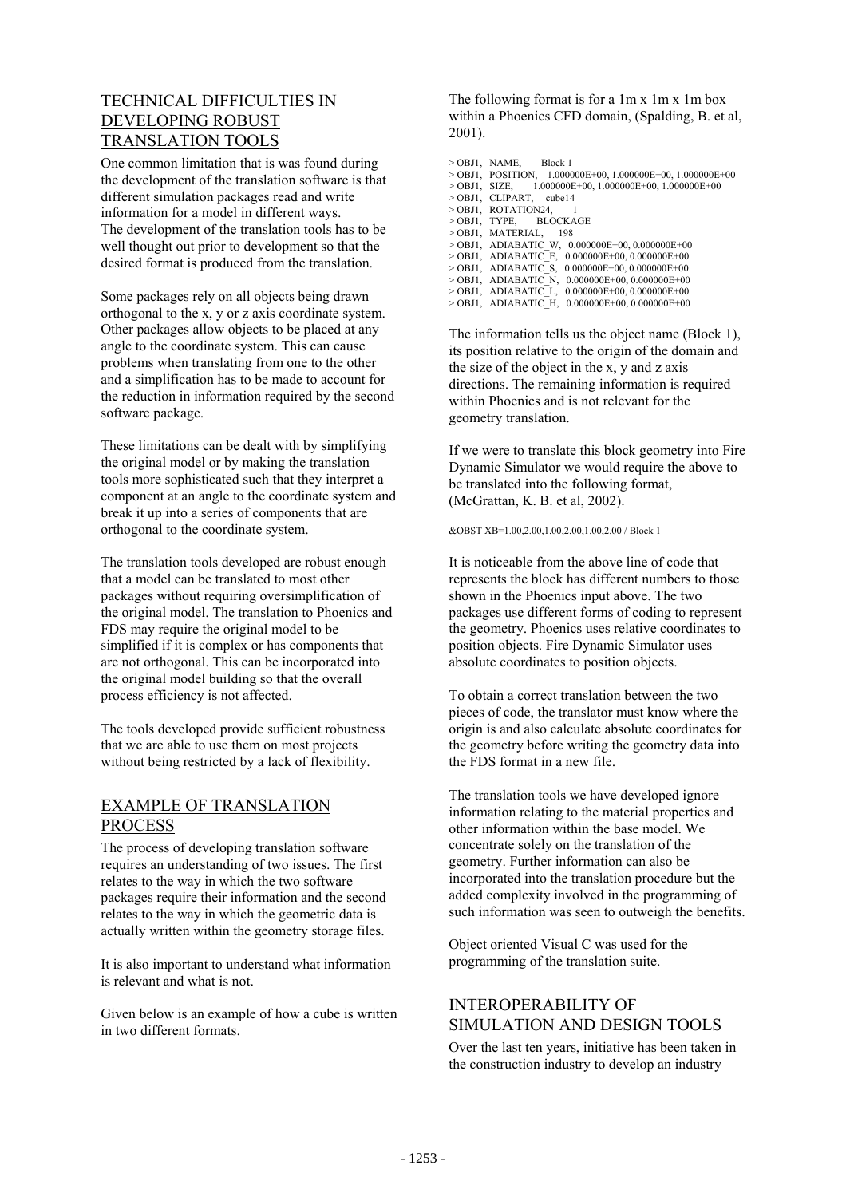## TECHNICAL DIFFICULTIES IN DEVELOPING ROBUST TRANSLATION TOOLS

One common limitation that is was found during the development of the translation software is that different simulation packages read and write information for a model in different ways. The development of the translation tools has to be well thought out prior to development so that the desired format is produced from the translation.

Some packages rely on all objects being drawn orthogonal to the x, y or z axis coordinate system. Other packages allow objects to be placed at any angle to the coordinate system. This can cause problems when translating from one to the other and a simplification has to be made to account for the reduction in information required by the second software package.

These limitations can be dealt with by simplifying the original model or by making the translation tools more sophisticated such that they interpret a component at an angle to the coordinate system and break it up into a series of components that are orthogonal to the coordinate system.

The translation tools developed are robust enough that a model can be translated to most other packages without requiring oversimplification of the original model. The translation to Phoenics and FDS may require the original model to be simplified if it is complex or has components that are not orthogonal. This can be incorporated into the original model building so that the overall process efficiency is not affected.

The tools developed provide sufficient robustness that we are able to use them on most projects without being restricted by a lack of flexibility.

## EXAMPLE OF TRANSLATION PROCESS

The process of developing translation software requires an understanding of two issues. The first relates to the way in which the two software packages require their information and the second relates to the way in which the geometric data is actually written within the geometry storage files.

It is also important to understand what information is relevant and what is not.

Given below is an example of how a cube is written in two different formats.

The following format is for a 1m x 1m x 1m box within a Phoenics CFD domain, (Spalding, B. et al, 2001).

```
> OBJ1,  NAME,      Block 1
> OBJ1,  POSITION,   1.000000E+00, 1.000000E+00, 1.000000E+00
> OBJ1,  SIZE,       1.000000E+00, 1.000000E+00, 1.000000E+00
> OBJ1,  CLIPART,   cube14
> OBJ1,  ROTATION24,     1
> OBJ1,  TYPE,      BLOCKAGE
> OBJ1,  MATERIAL,    198
> OBJ1,  ADIABATIC_W,   0.000000E+00, 0.000000E+00
> OBJ1,  ADIABATIC_E,   0.000000E+00, 0.000000E+00
> OBJ1,  ADIABATIC_S,   0.000000E+00, 0.000000E+00
> OBJ1,  ADIABATIC_N,   0.000000E+00, 0.000000E+00
> OBJ1,  ADIABATIC_L,   0.000000E+00, 0.000000E+00
> OBJ1,  ADIABATIC_H,   0.000000E+00, 0.000000E+00
```

The information tells us the object name (Block 1), its position relative to the origin of the domain and the size of the object in the x, y and z axis directions. The remaining information is required within Phoenics and is not relevant for the geometry translation.

If we were to translate this block geometry into Fire Dynamic Simulator we would require the above to be translated into the following format, (McGrattan, K. B. et al, 2002).

```
&OBST XB=1.00,2.00,1.00,2.00,1.00,2.00 / Block 1
```

It is noticeable from the above line of code that represents the block has different numbers to those shown in the Phoenics input above. The two packages use different forms of coding to represent the geometry. Phoenics uses relative coordinates to position objects. Fire Dynamic Simulator uses absolute coordinates to position objects.

To obtain a correct translation between the two pieces of code, the translator must know where the origin is and also calculate absolute coordinates for the geometry before writing the geometry data into the FDS format in a new file.

The translation tools we have developed ignore information relating to the material properties and other information within the base model. We concentrate solely on the translation of the geometry. Further information can also be incorporated into the translation procedure but the added complexity involved in the programming of such information was seen to outweigh the benefits.

Object oriented Visual C was used for the programming of the translation suite.

## INTEROPERABILITY OF SIMULATION AND DESIGN TOOLS

Over the last ten years, initiative has been taken in the construction industry to develop an industry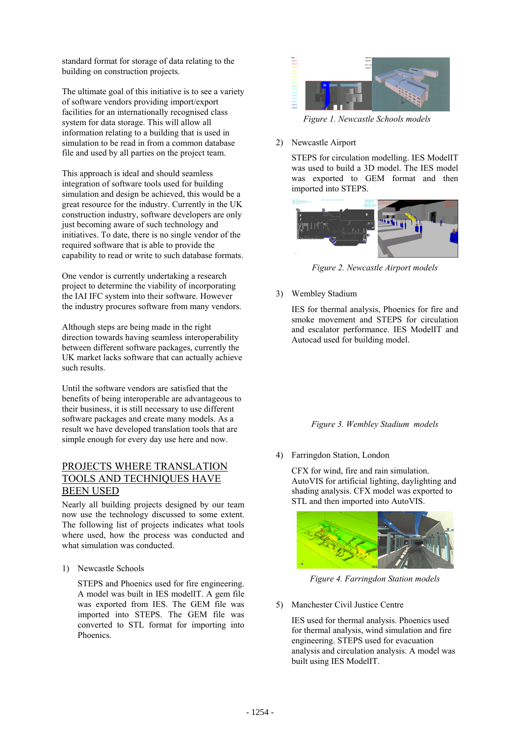standard format for storage of data relating to the building on construction projects.

The ultimate goal of this initiative is to see a variety of software vendors providing import/export facilities for an internationally recognised class system for data storage. This will allow all information relating to a building that is used in simulation to be read in from a common database file and used by all parties on the project team.

This approach is ideal and should seamless integration of software tools used for building simulation and design be achieved, this would be a great resource for the industry. Currently in the UK construction industry, software developers are only just becoming aware of such technology and initiatives. To date, there is no single vendor of the required software that is able to provide the capability to read or write to such database formats.

One vendor is currently undertaking a research project to determine the viability of incorporating the IAI IFC system into their software. However the industry procures software from many vendors.

Although steps are being made in the right direction towards having seamless interoperability between different software packages, currently the UK market lacks software that can actually achieve such results.

Until the software vendors are satisfied that the benefits of being interoperable are advantageous to their business, it is still necessary to use different software packages and create many models. As a result we have developed translation tools that are simple enough for every day use here and now.

## PROJECTS WHERE TRANSLATION TOOLS AND TECHNIQUES HAVE BEEN USED

Nearly all building projects designed by our team now use the technology discussed to some extent. The following list of projects indicates what tools where used, how the process was conducted and what simulation was conducted.

1) Newcastle Schools

   STEPS and Phoenics used for fire engineering. A model was built in IES modelIT. A gem file was exported from IES. The GEM file was imported into STEPS. The GEM file was converted to STL format for importing into Phoenics.

*Figure 1. Newcastle Schools models*

2) Newcastle Airport

   STEPS for circulation modelling. IES ModelIT was used to build a 3D model. The IES model was exported to GEM format and then imported into STEPS.

*Figure 2. Newcastle Airport models*

3) Wembley Stadium

   IES for thermal analysis, Phoenics for fire and smoke movement and STEPS for circulation and escalator performance. IES ModelIT and Autocad used for building model.

*Figure 3. Wembley Stadium models*

4) Farringdon Station, London

   CFX for wind, fire and rain simulation. AutoVIS for artificial lighting, daylighting and shading analysis. CFX model was exported to STL and then imported into AutoVIS.

*Figure 4. Farringdon Station models*

5) Manchester Civil Justice Centre

   IES used for thermal analysis. Phoenics used for thermal analysis, wind simulation and fire engineering. STEPS used for evacuation analysis and circulation analysis. A model was built using IES ModelIT.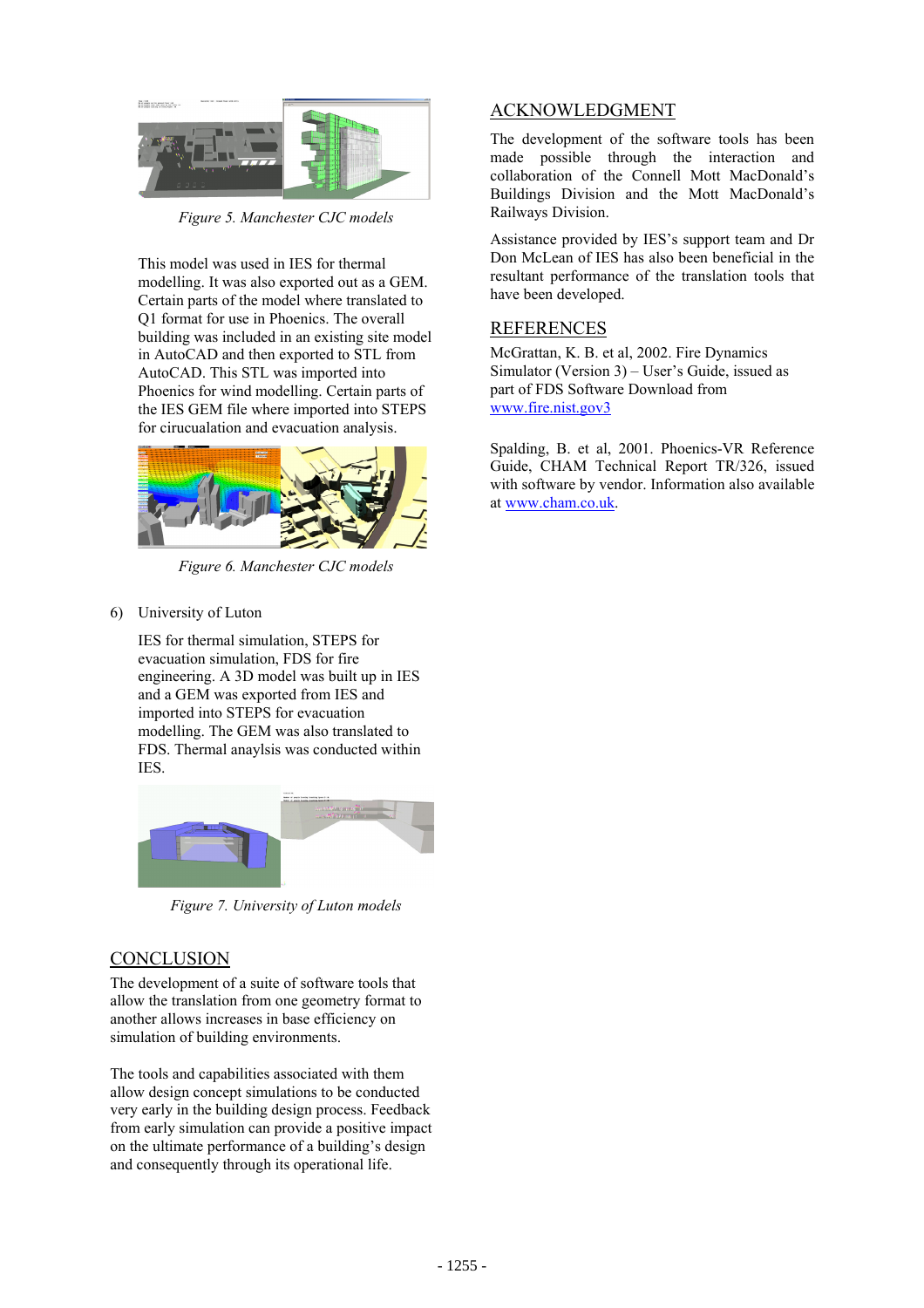*Figure 5. Manchester CJC models*

This model was used in IES for thermal modelling. It was also exported out as a GEM. Certain parts of the model where translated to Q1 format for use in Phoenics. The overall building was included in an existing site model in AutoCAD and then exported to STL from AutoCAD. This STL was imported into Phoenics for wind modelling. Certain parts of the IES GEM file where imported into STEPS for circuaulation and evacuation analysis.

*Figure 6. Manchester CJC models*

6) University of Luton

IES for thermal simulation, STEPS for evacuation simulation, FDS for fire engineering. A 3D model was built up in IES and a GEM was exported from IES and imported into STEPS for evacuation modelling. The GEM was also translated to FDS. Thermal anaylsis was conducted within IES.

*Figure 7. University of Luton models*

## CONCLUSION

The development of a suite of software tools that allow the translation from one geometry format to another allows increases in base efficiency on simulation of building environments.

The tools and capabilities associated with them allow design concept simulations to be conducted very early in the building design process. Feedback from early simulation can provide a positive impact on the ultimate performance of a building's design and consequently through its operational life.

## ACKNOWLEDGMENT

The development of the software tools has been made possible through the interaction and collaboration of the Connell Mott MacDonald's Buildings Division and the Mott MacDonald's Railways Division.

Assistance provided by IES's support team and Dr Don McLean of IES has also been beneficial in the resultant performance of the translation tools that have been developed.

## REFERENCES

McGrattan, K. B. et al, 2002. Fire Dynamics Simulator (Version 3) – User's Guide, issued as part of FDS Software Download from www.fire.nist.gov3

Spalding, B. et al, 2001. Phoenics-VR Reference Guide, CHAM Technical Report TR/326, issued with software by vendor. Information also available at www.cham.co.uk.